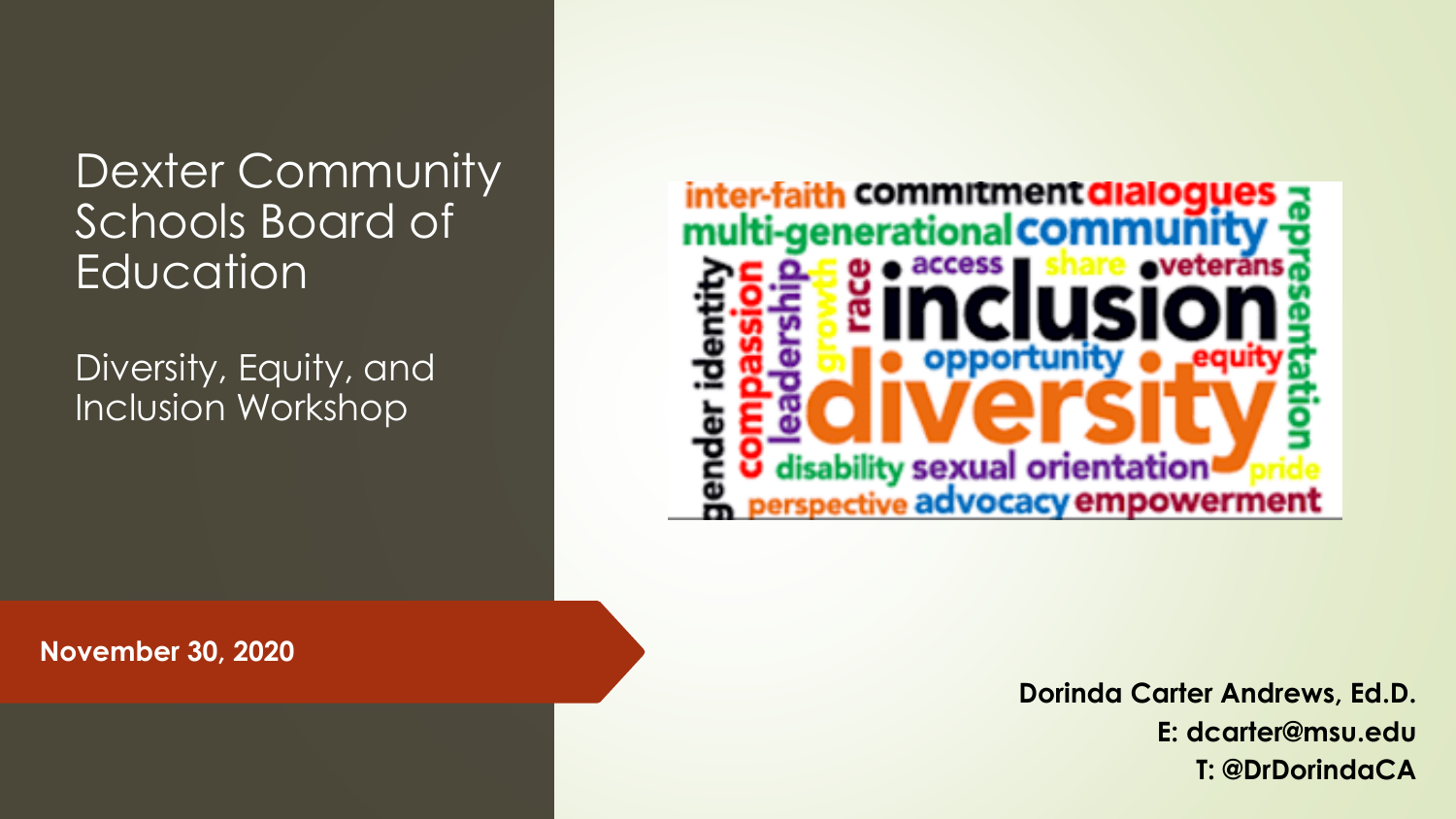# Dexter Community Schools Board of Education

## Diversity, Equity, and Inclusion Workshop

**November 30, 2020**

inter-faith commitment dialogues multi-generational community representation gender identity compassion leadership growth race access share veterans inclusion opportunity equity diversity disability sexual orientation pride perspective advocacy empowerment

**Dorinda Carter Andrews, Ed.D.**
**E: dcarter@msu.edu**
**T: @DrDorindaCA**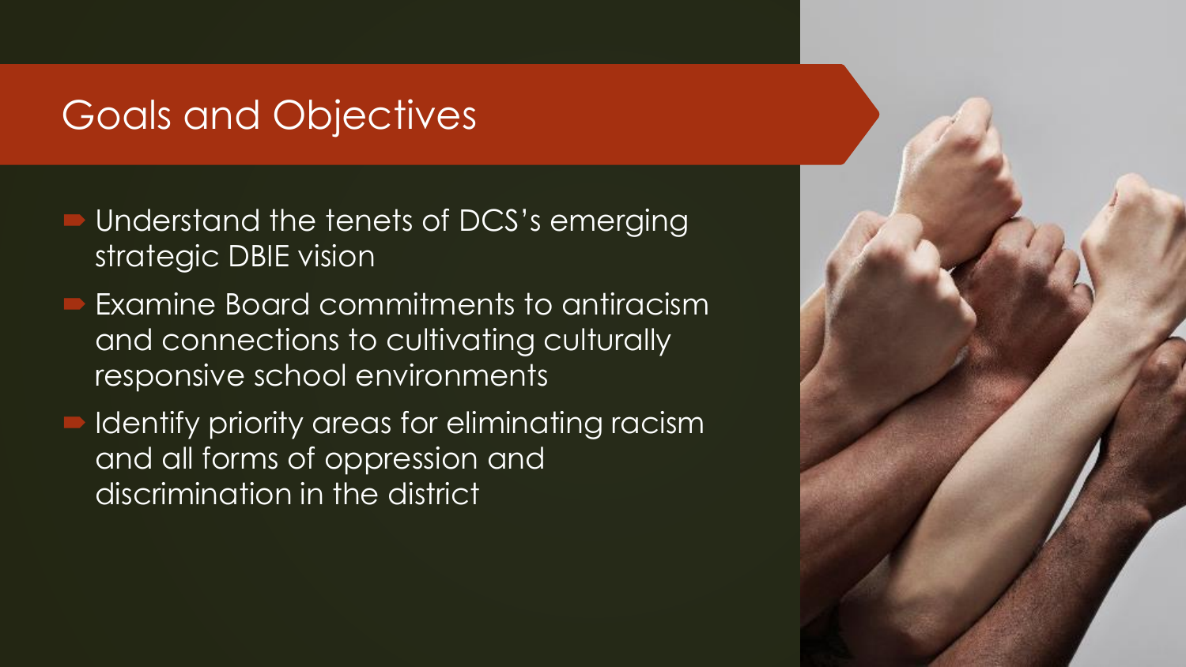# Goals and Objectives

- Understand the tenets of DCS's emerging strategic DBIE vision
- Examine Board commitments to antiracism and connections to cultivating culturally responsive school environments
- Identify priority areas for eliminating racism and all forms of oppression and discrimination in the district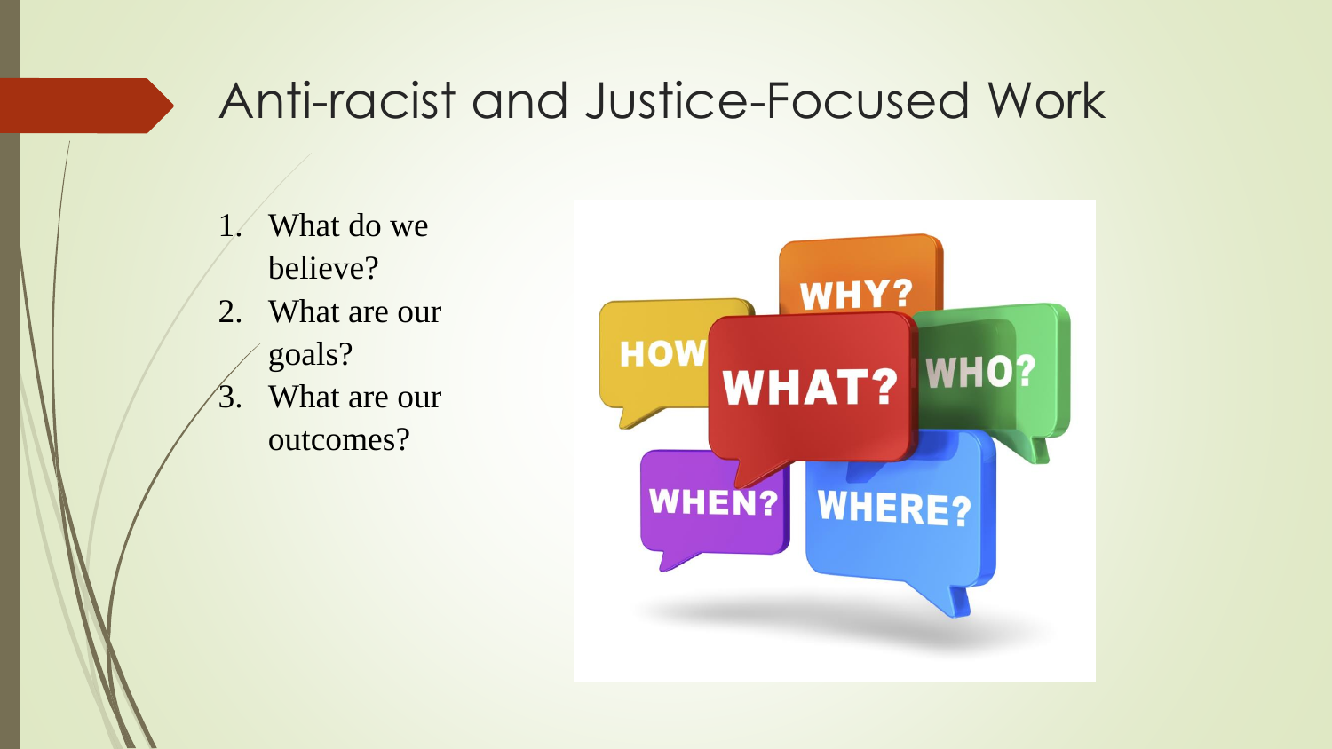# Anti-racist and Justice-Focused Work

1. What do we believe?
2. What are our goals?
3. What are our outcomes?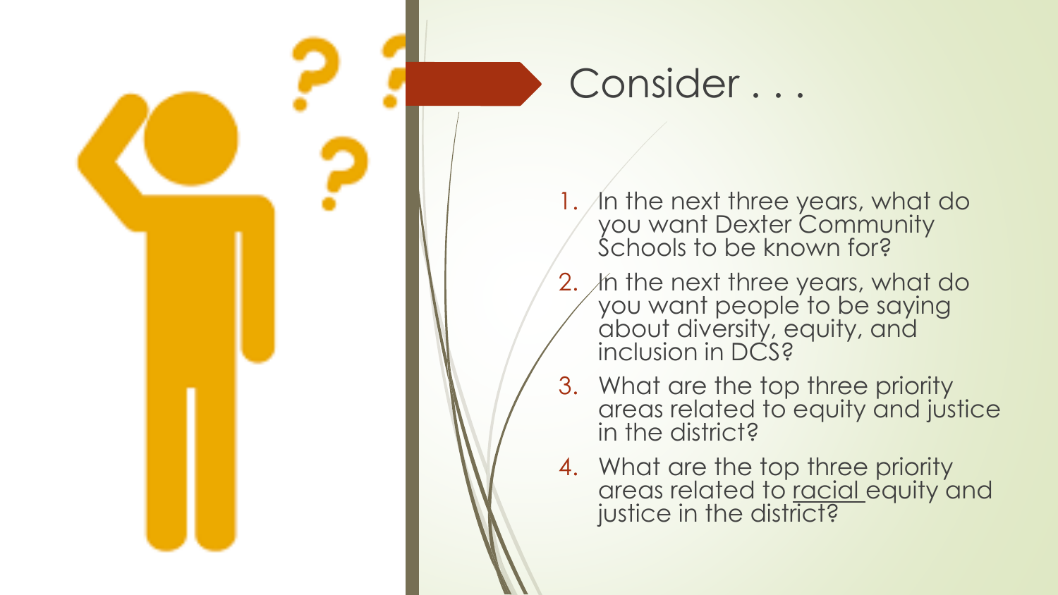# Consider . . .

1. In the next three years, what do you want Dexter Community Schools to be known for?
2. In the next three years, what do you want people to be saying about diversity, equity, and inclusion in DCS?
3. What are the top three priority areas related to equity and justice in the district?
4. What are the top three priority areas related to <u>racial</u> equity and justice in the district?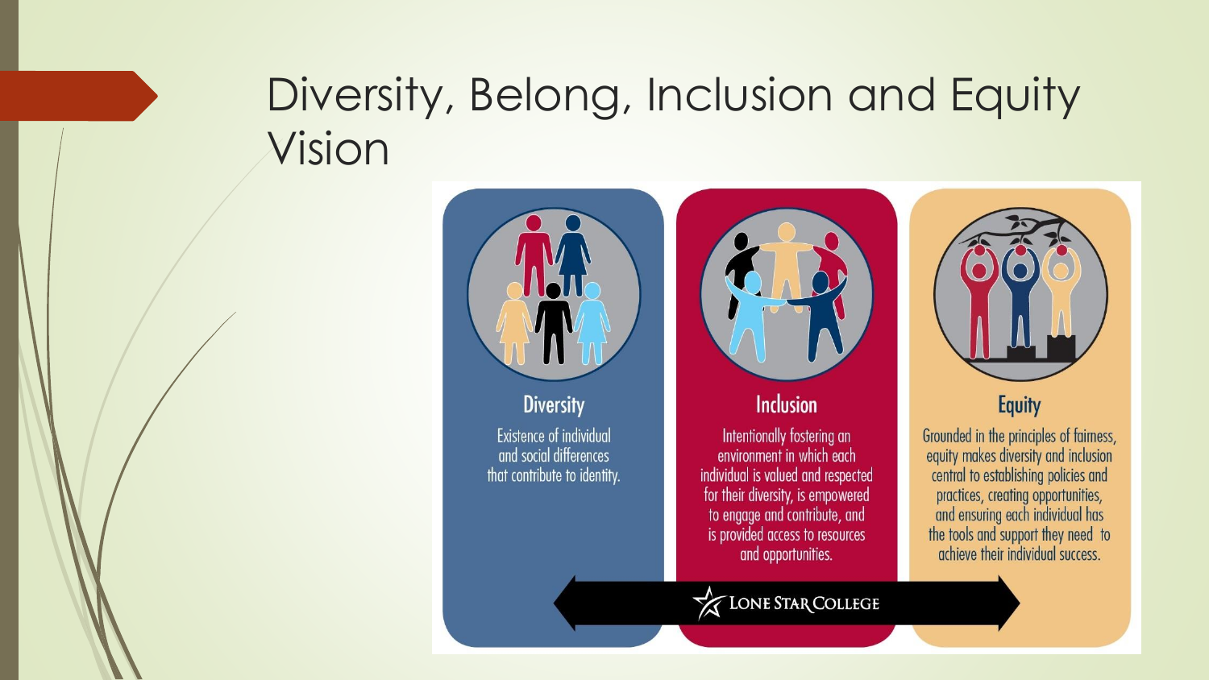# Diversity, Belong, Inclusion and Equity Vision

## Diversity

Existence of individual and social differences that contribute to identity.

## Inclusion

Intentionally fostering an environment in which each individual is valued and respected for their diversity, is empowered to engage and contribute, and is provided access to resources and opportunities.

## Equity

Grounded in the principles of fairness, equity makes diversity and inclusion central to establishing policies and practices, creating opportunities, and ensuring each individual has the tools and support they need to achieve their individual success.

LONE STAR COLLEGE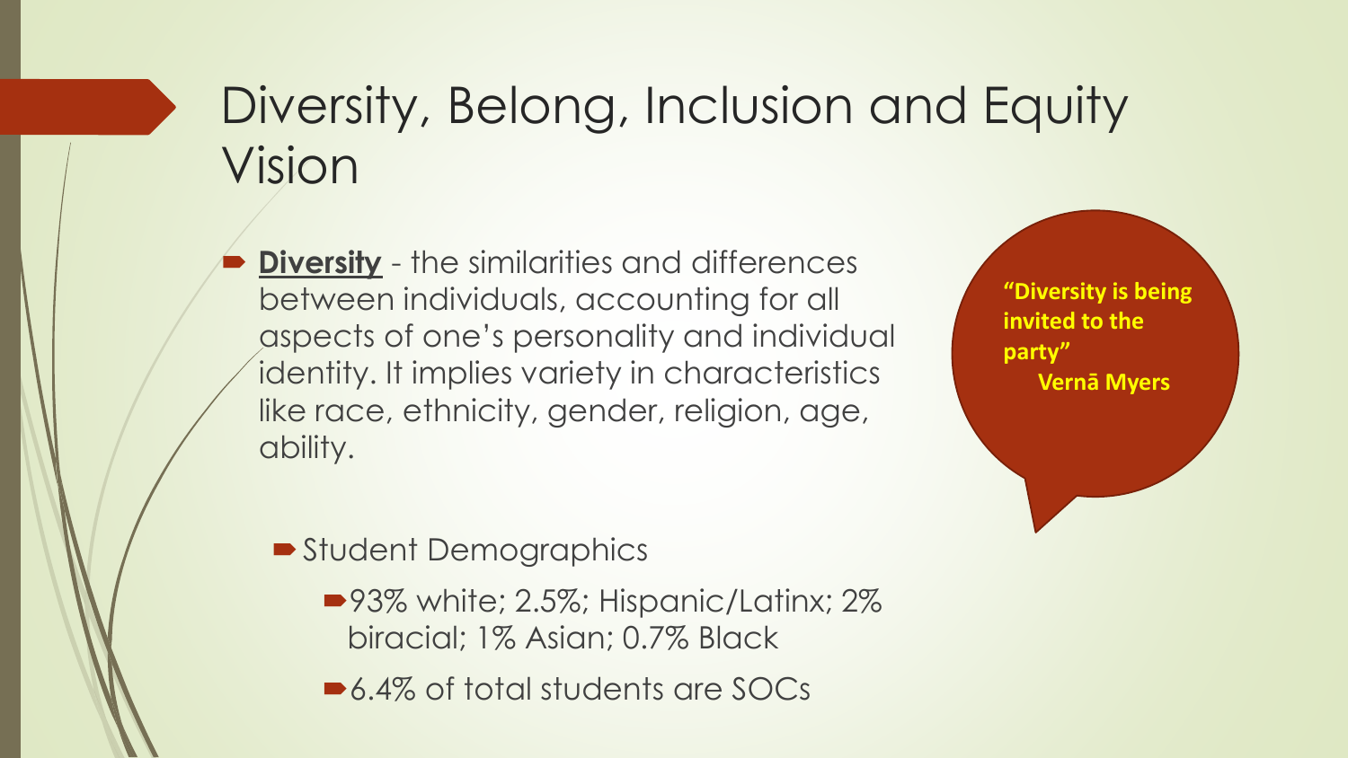# Diversity, Belong, Inclusion and Equity Vision

- **Diversity** - the similarities and differences between individuals, accounting for all aspects of one's personality and individual identity. It implies variety in characteristics like race, ethnicity, gender, religion, age, ability.

  - Student Demographics
    - 93% white; 2.5%; Hispanic/Latinx; 2% biracial; 1% Asian; 0.7% Black
    - 6.4% of total students are SOCs

**"Diversity is being invited to the party"**
**Vernā Myers**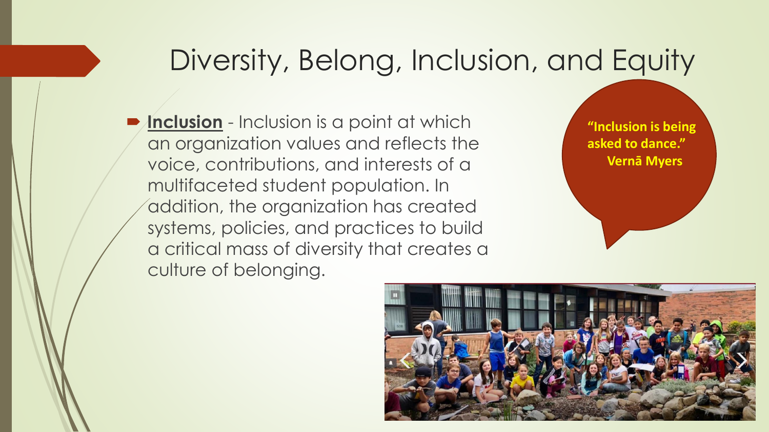# Diversity, Belong, Inclusion, and Equity

- **Inclusion** - Inclusion is a point at which an organization values and reflects the voice, contributions, and interests of a multifaceted student population. In addition, the organization has created systems, policies, and practices to build a critical mass of diversity that creates a culture of belonging.

**"Inclusion is being asked to dance."**
**Vernā Myers**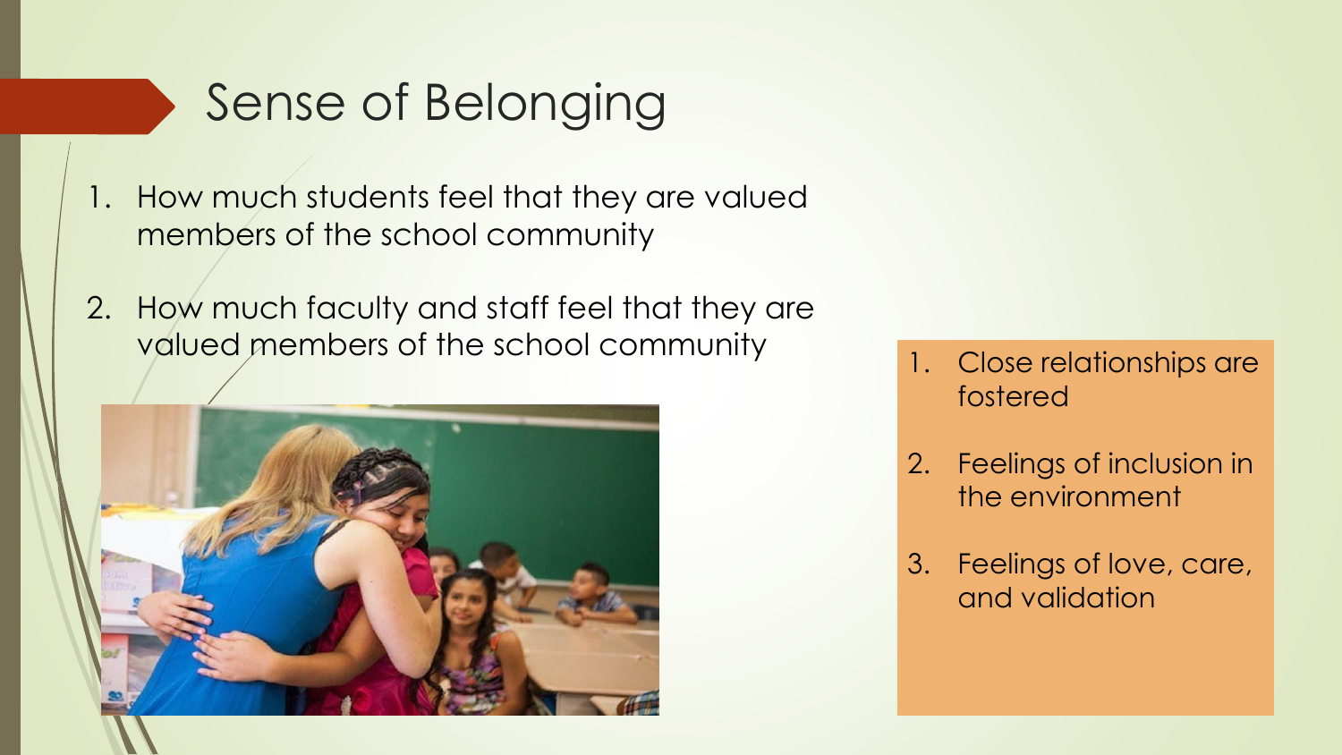# Sense of Belonging

1. How much students feel that they are valued members of the school community
2. How much faculty and staff feel that they are valued members of the school community

1. Close relationships are fostered
2. Feelings of inclusion in the environment
3. Feelings of love, care, and validation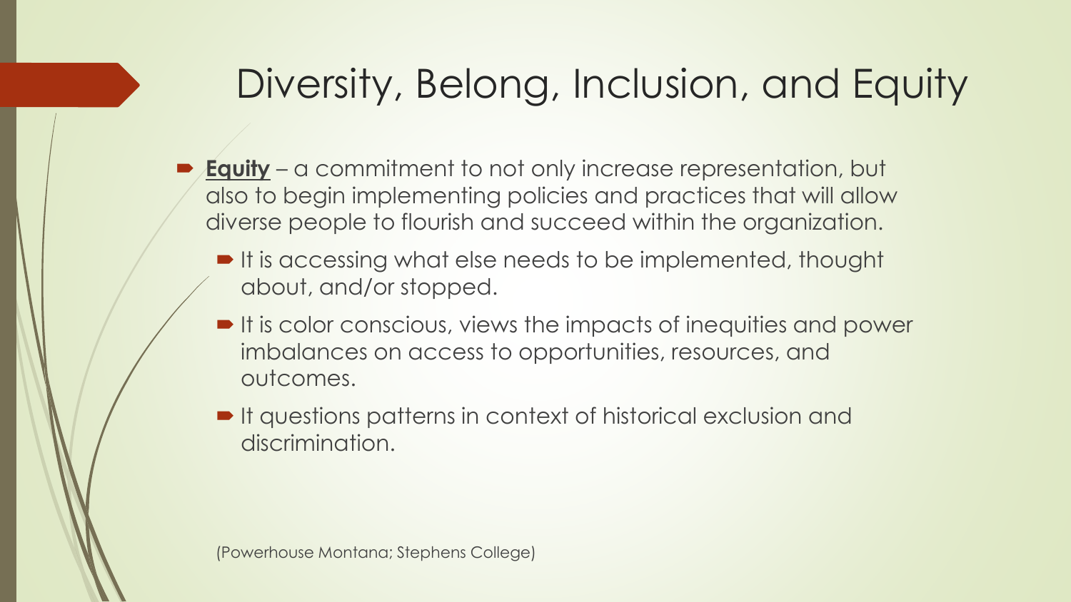# Diversity, Belong, Inclusion, and Equity

- **Equity** – a commitment to not only increase representation, but also to begin implementing policies and practices that will allow diverse people to flourish and succeed within the organization.
  - It is accessing what else needs to be implemented, thought about, and/or stopped.
  - It is color conscious, views the impacts of inequities and power imbalances on access to opportunities, resources, and outcomes.
  - It questions patterns in context of historical exclusion and discrimination.

(Powerhouse Montana; Stephens College)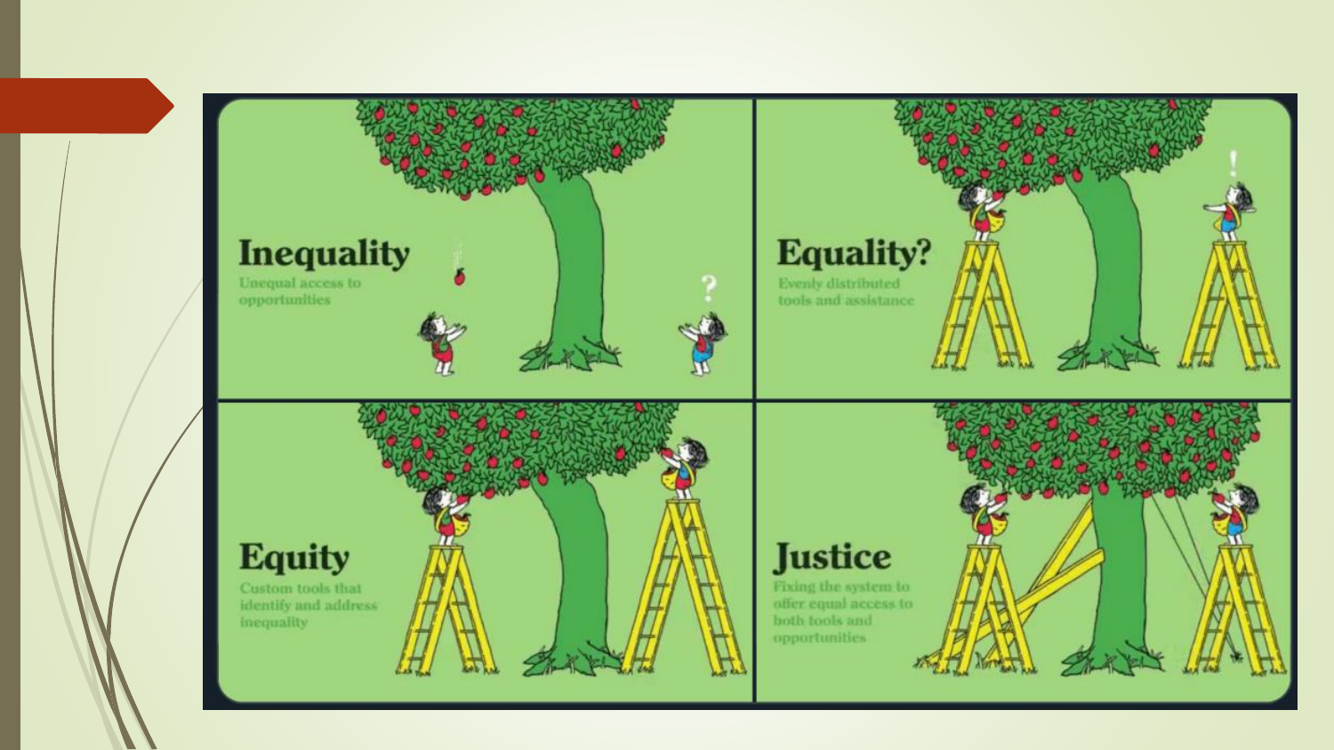## Inequality

Unequal access to opportunities

## Equality?

Evenly distributed tools and assistance

## Equity

Custom tools that identify and address inequality

## Justice

Fixing the system to offer equal access to both tools and opportunities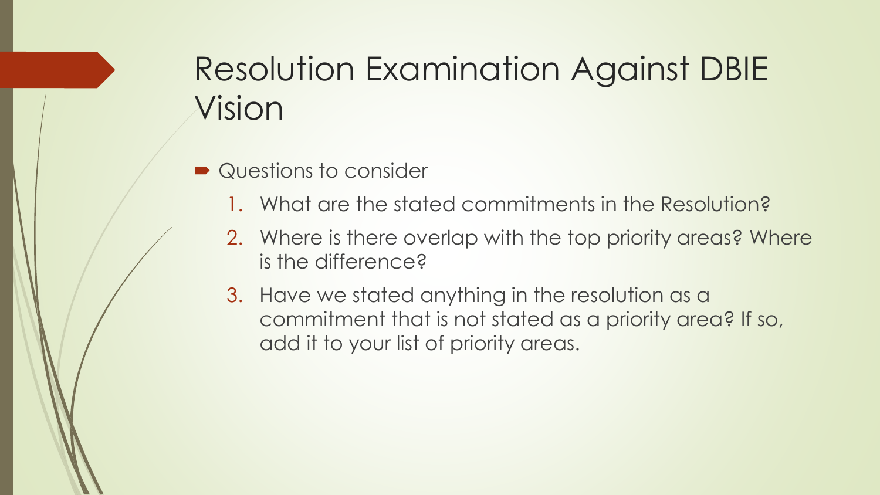# Resolution Examination Against DBIE Vision

- Questions to consider
  1. What are the stated commitments in the Resolution?
  2. Where is there overlap with the top priority areas? Where is the difference?
  3. Have we stated anything in the resolution as a commitment that is not stated as a priority area? If so, add it to your list of priority areas.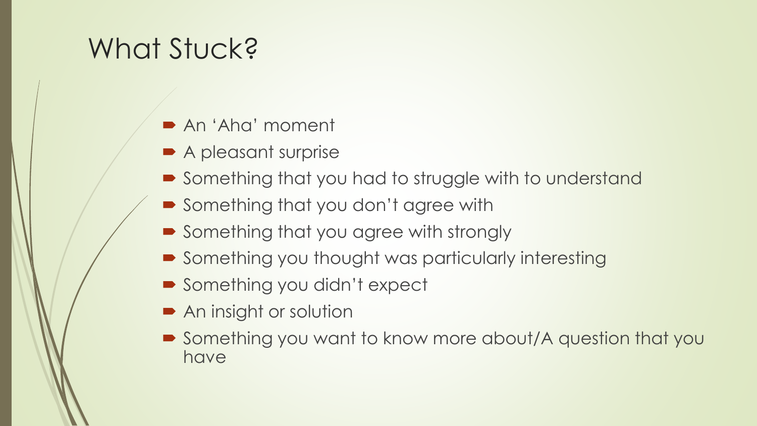# What Stuck?

- An 'Aha' moment
- A pleasant surprise
- Something that you had to struggle with to understand
- Something that you don't agree with
- Something that you agree with strongly
- Something you thought was particularly interesting
- Something you didn't expect
- An insight or solution
- Something you want to know more about/A question that you have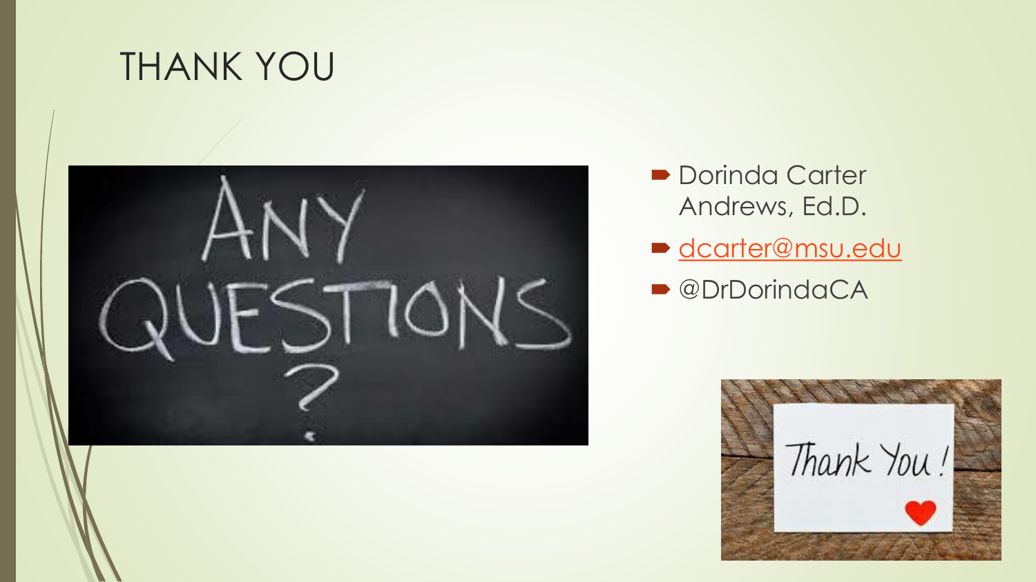# THANK YOU

- Dorinda Carter Andrews, Ed.D.
- dcarter@msu.edu
- @DrDorindaCA